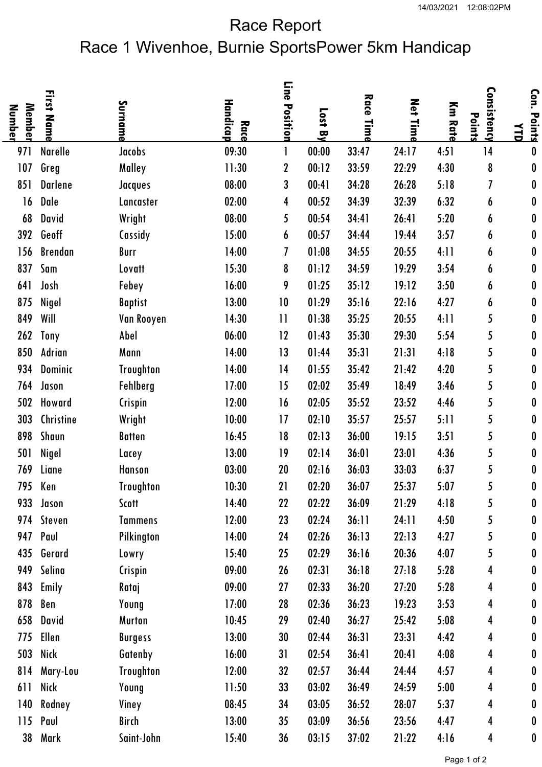14/03/2021 12:08:02PM

# Race Report

## Race 1 Wivenhoe, Burnie SportsPower 5km Handicap

| Member Number | First Name | Surname | Race Handicap | Line Position | Lost By | Race Time | Net Time | Km Rate | Consistency Points | Con. Points YTD |
|---|---|---|---|---|---|---|---|---|---|---|
| 971 | Narelle | Jacobs | 09:30 | 1 | 00:00 | 33:47 | 24:17 | 4:51 | 14 | 0 |
| 107 | Greg | Malley | 11:30 | 2 | 00:12 | 33:59 | 22:29 | 4:30 | 8 | 0 |
| 851 | Darlene | Jacques | 08:00 | 3 | 00:41 | 34:28 | 26:28 | 5:18 | 7 | 0 |
| 16 | Dale | Lancaster | 02:00 | 4 | 00:52 | 34:39 | 32:39 | 6:32 | 6 | 0 |
| 68 | David | Wright | 08:00 | 5 | 00:54 | 34:41 | 26:41 | 5:20 | 6 | 0 |
| 392 | Geoff | Cassidy | 15:00 | 6 | 00:57 | 34:44 | 19:44 | 3:57 | 6 | 0 |
| 156 | Brendan | Burr | 14:00 | 7 | 01:08 | 34:55 | 20:55 | 4:11 | 6 | 0 |
| 837 | Sam | Lovatt | 15:30 | 8 | 01:12 | 34:59 | 19:29 | 3:54 | 6 | 0 |
| 641 | Josh | Febey | 16:00 | 9 | 01:25 | 35:12 | 19:12 | 3:50 | 6 | 0 |
| 875 | Nigel | Baptist | 13:00 | 10 | 01:29 | 35:16 | 22:16 | 4:27 | 6 | 0 |
| 849 | Will | Van Rooyen | 14:30 | 11 | 01:38 | 35:25 | 20:55 | 4:11 | 5 | 0 |
| 262 | Tony | Abel | 06:00 | 12 | 01:43 | 35:30 | 29:30 | 5:54 | 5 | 0 |
| 850 | Adrian | Mann | 14:00 | 13 | 01:44 | 35:31 | 21:31 | 4:18 | 5 | 0 |
| 934 | Dominic | Troughton | 14:00 | 14 | 01:55 | 35:42 | 21:42 | 4:20 | 5 | 0 |
| 764 | Jason | Fehlberg | 17:00 | 15 | 02:02 | 35:49 | 18:49 | 3:46 | 5 | 0 |
| 502 | Howard | Crispin | 12:00 | 16 | 02:05 | 35:52 | 23:52 | 4:46 | 5 | 0 |
| 303 | Christine | Wright | 10:00 | 17 | 02:10 | 35:57 | 25:57 | 5:11 | 5 | 0 |
| 898 | Shaun | Batten | 16:45 | 18 | 02:13 | 36:00 | 19:15 | 3:51 | 5 | 0 |
| 501 | Nigel | Lacey | 13:00 | 19 | 02:14 | 36:01 | 23:01 | 4:36 | 5 | 0 |
| 769 | Liane | Hanson | 03:00 | 20 | 02:16 | 36:03 | 33:03 | 6:37 | 5 | 0 |
| 795 | Ken | Troughton | 10:30 | 21 | 02:20 | 36:07 | 25:37 | 5:07 | 5 | 0 |
| 933 | Jason | Scott | 14:40 | 22 | 02:22 | 36:09 | 21:29 | 4:18 | 5 | 0 |
| 974 | Steven | Tammens | 12:00 | 23 | 02:24 | 36:11 | 24:11 | 4:50 | 5 | 0 |
| 947 | Paul | Pilkington | 14:00 | 24 | 02:26 | 36:13 | 22:13 | 4:27 | 5 | 0 |
| 435 | Gerard | Lowry | 15:40 | 25 | 02:29 | 36:16 | 20:36 | 4:07 | 5 | 0 |
| 949 | Selina | Crispin | 09:00 | 26 | 02:31 | 36:18 | 27:18 | 5:28 | 4 | 0 |
| 843 | Emily | Rataj | 09:00 | 27 | 02:33 | 36:20 | 27:20 | 5:28 | 4 | 0 |
| 878 | Ben | Young | 17:00 | 28 | 02:36 | 36:23 | 19:23 | 3:53 | 4 | 0 |
| 658 | David | Murton | 10:45 | 29 | 02:40 | 36:27 | 25:42 | 5:08 | 4 | 0 |
| 775 | Ellen | Burgess | 13:00 | 30 | 02:44 | 36:31 | 23:31 | 4:42 | 4 | 0 |
| 503 | Nick | Gatenby | 16:00 | 31 | 02:54 | 36:41 | 20:41 | 4:08 | 4 | 0 |
| 814 | Mary-Lou | Troughton | 12:00 | 32 | 02:57 | 36:44 | 24:44 | 4:57 | 4 | 0 |
| 611 | Nick | Young | 11:50 | 33 | 03:02 | 36:49 | 24:59 | 5:00 | 4 | 0 |
| 140 | Rodney | Viney | 08:45 | 34 | 03:05 | 36:52 | 28:07 | 5:37 | 4 | 0 |
| 115 | Paul | Birch | 13:00 | 35 | 03:09 | 36:56 | 23:56 | 4:47 | 4 | 0 |
| 38 | Mark | Saint-John | 15:40 | 36 | 03:15 | 37:02 | 21:22 | 4:16 | 4 | 0 |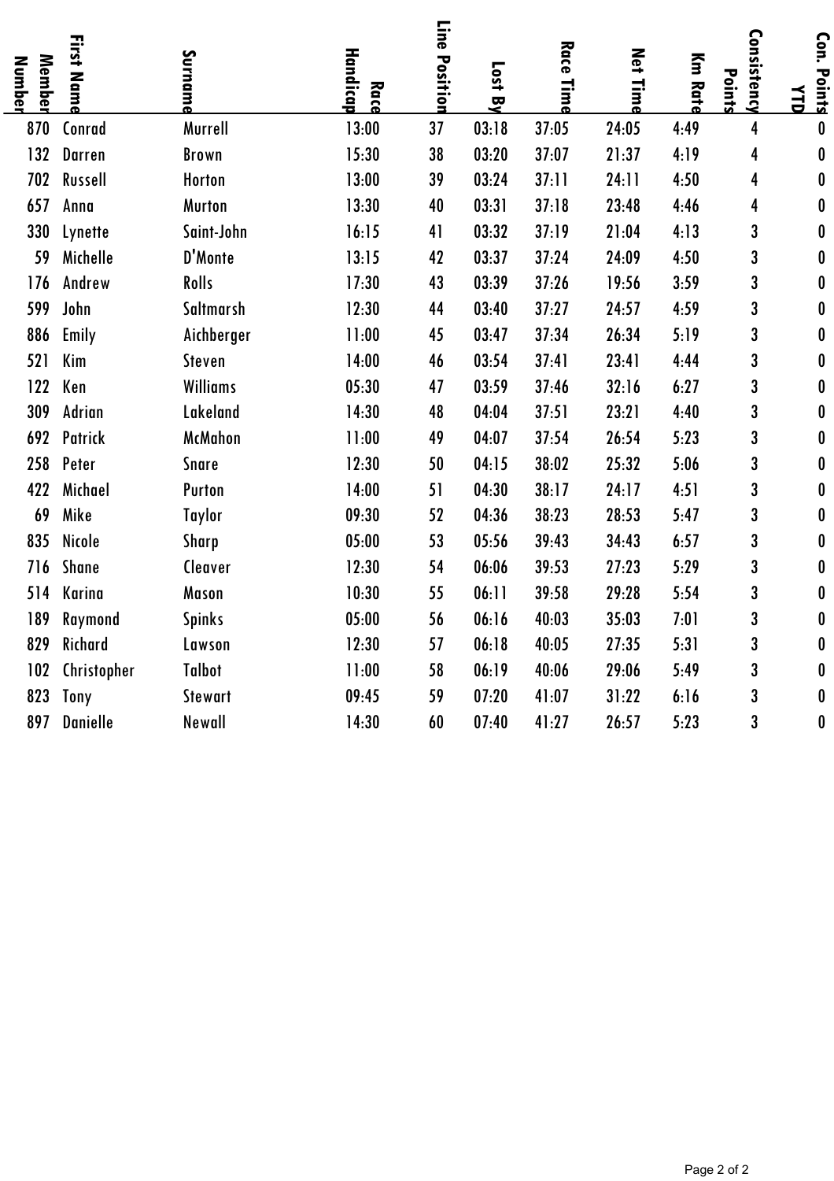| Member Number | First Name | Surname | Race Handicap | Line Position | Lost By | Race Time | Net Time | Km Rate | Consistency Points | Con. Points YTD |
|---|---|---|---|---|---|---|---|---|---|---|
| 870 | Conrad | Murrell | 13:00 | 37 | 03:18 | 37:05 | 24:05 | 4:49 | 4 | 0 |
| 132 | Darren | Brown | 15:30 | 38 | 03:20 | 37:07 | 21:37 | 4:19 | 4 | 0 |
| 702 | Russell | Horton | 13:00 | 39 | 03:24 | 37:11 | 24:11 | 4:50 | 4 | 0 |
| 657 | Anna | Murton | 13:30 | 40 | 03:31 | 37:18 | 23:48 | 4:46 | 4 | 0 |
| 330 | Lynette | Saint-John | 16:15 | 41 | 03:32 | 37:19 | 21:04 | 4:13 | 3 | 0 |
| 59 | Michelle | D'Monte | 13:15 | 42 | 03:37 | 37:24 | 24:09 | 4:50 | 3 | 0 |
| 176 | Andrew | Rolls | 17:30 | 43 | 03:39 | 37:26 | 19:56 | 3:59 | 3 | 0 |
| 599 | John | Saltmarsh | 12:30 | 44 | 03:40 | 37:27 | 24:57 | 4:59 | 3 | 0 |
| 886 | Emily | Aichberger | 11:00 | 45 | 03:47 | 37:34 | 26:34 | 5:19 | 3 | 0 |
| 521 | Kim | Steven | 14:00 | 46 | 03:54 | 37:41 | 23:41 | 4:44 | 3 | 0 |
| 122 | Ken | Williams | 05:30 | 47 | 03:59 | 37:46 | 32:16 | 6:27 | 3 | 0 |
| 309 | Adrian | Lakeland | 14:30 | 48 | 04:04 | 37:51 | 23:21 | 4:40 | 3 | 0 |
| 692 | Patrick | McMahon | 11:00 | 49 | 04:07 | 37:54 | 26:54 | 5:23 | 3 | 0 |
| 258 | Peter | Snare | 12:30 | 50 | 04:15 | 38:02 | 25:32 | 5:06 | 3 | 0 |
| 422 | Michael | Purton | 14:00 | 51 | 04:30 | 38:17 | 24:17 | 4:51 | 3 | 0 |
| 69 | Mike | Taylor | 09:30 | 52 | 04:36 | 38:23 | 28:53 | 5:47 | 3 | 0 |
| 835 | Nicole | Sharp | 05:00 | 53 | 05:56 | 39:43 | 34:43 | 6:57 | 3 | 0 |
| 716 | Shane | Cleaver | 12:30 | 54 | 06:06 | 39:53 | 27:23 | 5:29 | 3 | 0 |
| 514 | Karina | Mason | 10:30 | 55 | 06:11 | 39:58 | 29:28 | 5:54 | 3 | 0 |
| 189 | Raymond | Spinks | 05:00 | 56 | 06:16 | 40:03 | 35:03 | 7:01 | 3 | 0 |
| 829 | Richard | Lawson | 12:30 | 57 | 06:18 | 40:05 | 27:35 | 5:31 | 3 | 0 |
| 102 | Christopher | Talbot | 11:00 | 58 | 06:19 | 40:06 | 29:06 | 5:49 | 3 | 0 |
| 823 | Tony | Stewart | 09:45 | 59 | 07:20 | 41:07 | 31:22 | 6:16 | 3 | 0 |
| 897 | Danielle | Newall | 14:30 | 60 | 07:40 | 41:27 | 26:57 | 5:23 | 3 | 0 |